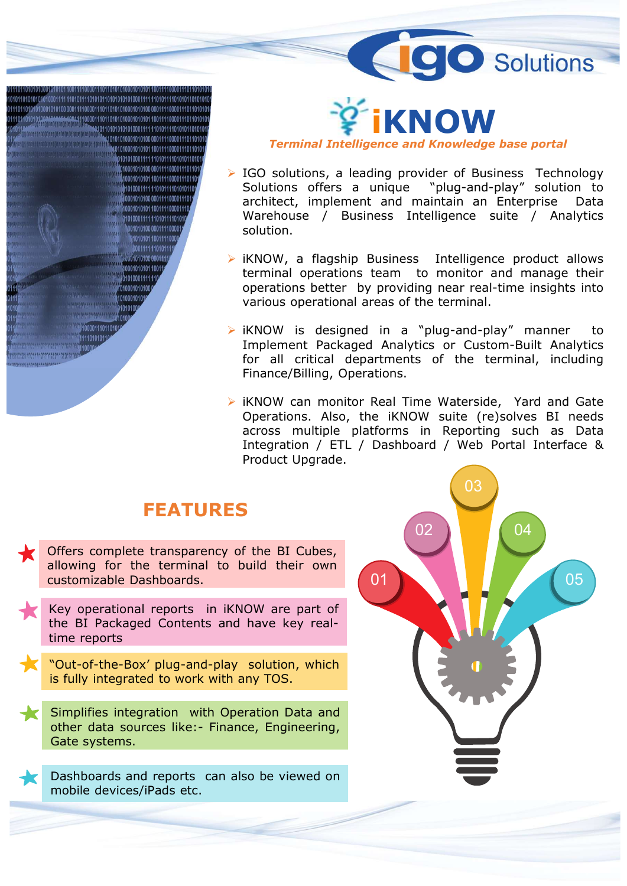igo Solutions

# iKNOW

***Terminal Intelligence and Knowledge base portal***

- IGO solutions, a leading provider of Business Technology Solutions offers a unique "plug-and-play" solution to architect, implement and maintain an Enterprise Data Warehouse / Business Intelligence suite / Analytics solution.
- iKNOW, a flagship Business Intelligence product allows terminal operations team to monitor and manage their operations better by providing near real-time insights into various operational areas of the terminal.
- iKNOW is designed in a "plug-and-play" manner to Implement Packaged Analytics or Custom-Built Analytics for all critical departments of the terminal, including Finance/Billing, Operations.
- iKNOW can monitor Real Time Waterside, Yard and Gate Operations. Also, the iKNOW suite (re)solves BI needs across multiple platforms in Reporting such as Data Integration / ETL / Dashboard / Web Portal Interface & Product Upgrade.

## FEATURES

- Offers complete transparency of the BI Cubes, allowing for the terminal to build their own customizable Dashboards.
- Key operational reports in iKNOW are part of the BI Packaged Contents and have key real-time reports
- "Out-of-the-Box' plug-and-play solution, which is fully integrated to work with any TOS.
- Simplifies integration with Operation Data and other data sources like:- Finance, Engineering, Gate systems.
- Dashboards and reports can also be viewed on mobile devices/iPads etc.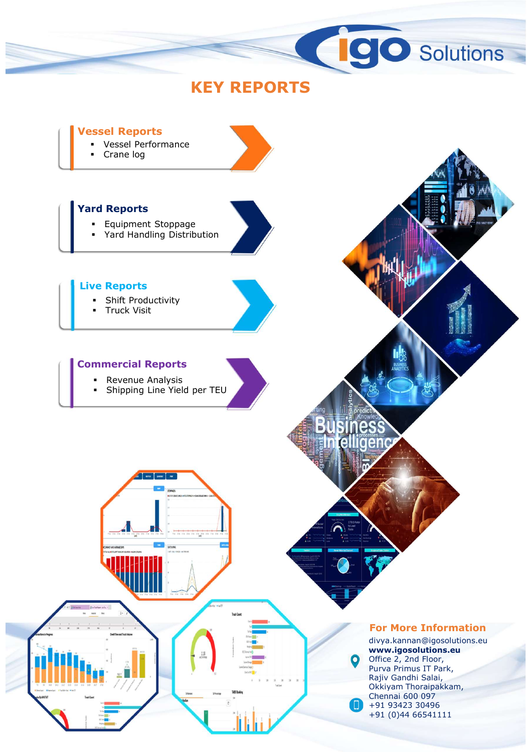# KEY REPORTS

## Vessel Reports

- Vessel Performance
- Crane log

## Yard Reports

- Equipment Stoppage
- Yard Handling Distribution

## Live Reports

- Shift Productivity
- Truck Visit

## Commercial Reports

- Revenue Analysis
- Shipping Line Yield per TEU

## For More Information

divya.kannan@igosolutions.eu
**www.igosolutions.eu**
Office 2, 2nd Floor,
Purva Primus IT Park,
Rajiv Gandhi Salai,
Okkiyam Thoraipakkam,
Chennai 600 097
+91 93423 30496
+91 (0)44 66541111